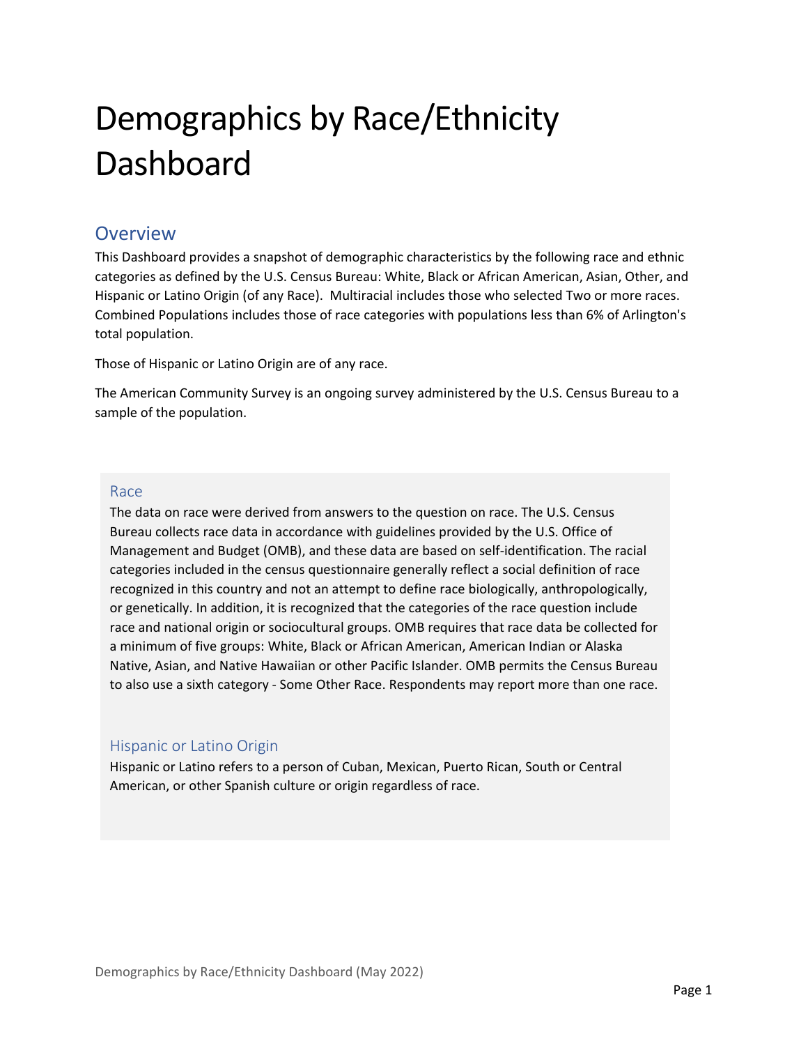# Demographics by Race/Ethnicity Dashboard

## Overview

This Dashboard provides a snapshot of demographic characteristics by the following race and ethnic categories as defined by the U.S. Census Bureau: White, Black or African American, Asian, Other, and Hispanic or Latino Origin (of any Race). Multiracial includes those who selected Two or more races. Combined Populations includes those of race categories with populations less than 6% of Arlington's total population.

Those of Hispanic or Latino Origin are of any race.

The American Community Survey is an ongoing survey administered by the U.S. Census Bureau to a sample of the population.

### Race

The data on race were derived from answers to the question on race. The U.S. Census Bureau collects race data in accordance with guidelines provided by the U.S. Office of Management and Budget (OMB), and these data are based on self-identification. The racial categories included in the census questionnaire generally reflect a social definition of race recognized in this country and not an attempt to define race biologically, anthropologically, or genetically. In addition, it is recognized that the categories of the race question include race and national origin or sociocultural groups. OMB requires that race data be collected for a minimum of five groups: White, Black or African American, American Indian or Alaska Native, Asian, and Native Hawaiian or other Pacific Islander. OMB permits the Census Bureau to also use a sixth category - Some Other Race. Respondents may report more than one race.

### Hispanic or Latino Origin

Hispanic or Latino refers to a person of Cuban, Mexican, Puerto Rican, South or Central American, or other Spanish culture or origin regardless of race.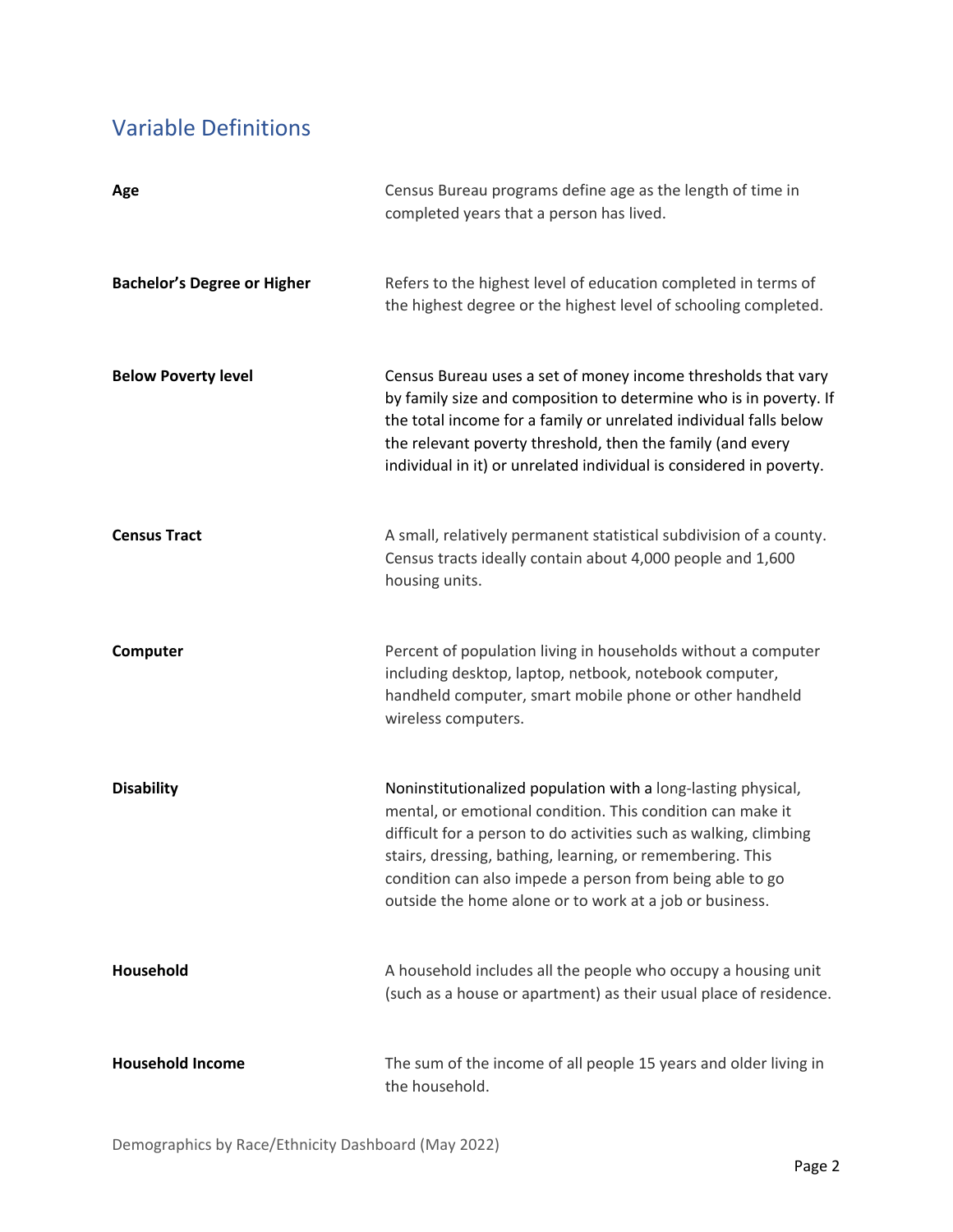## Variable Definitions

| | |
|---|---|
| **Age** | Census Bureau programs define age as the length of time in completed years that a person has lived. |
| **Bachelor's Degree or Higher** | Refers to the highest level of education completed in terms of the highest degree or the highest level of schooling completed. |
| **Below Poverty level** | Census Bureau uses a set of money income thresholds that vary by family size and composition to determine who is in poverty. If the total income for a family or unrelated individual falls below the relevant poverty threshold, then the family (and every individual in it) or unrelated individual is considered in poverty. |
| **Census Tract** | A small, relatively permanent statistical subdivision of a county. Census tracts ideally contain about 4,000 people and 1,600 housing units. |
| **Computer** | Percent of population living in households without a computer including desktop, laptop, netbook, notebook computer, handheld computer, smart mobile phone or other handheld wireless computers. |
| **Disability** | Noninstitutionalized population with a long-lasting physical, mental, or emotional condition. This condition can make it difficult for a person to do activities such as walking, climbing stairs, dressing, bathing, learning, or remembering. This condition can also impede a person from being able to go outside the home alone or to work at a job or business. |
| **Household** | A household includes all the people who occupy a housing unit (such as a house or apartment) as their usual place of residence. |
| **Household Income** | The sum of the income of all people 15 years and older living in the household. |

Demographics by Race/Ethnicity Dashboard (May 2022)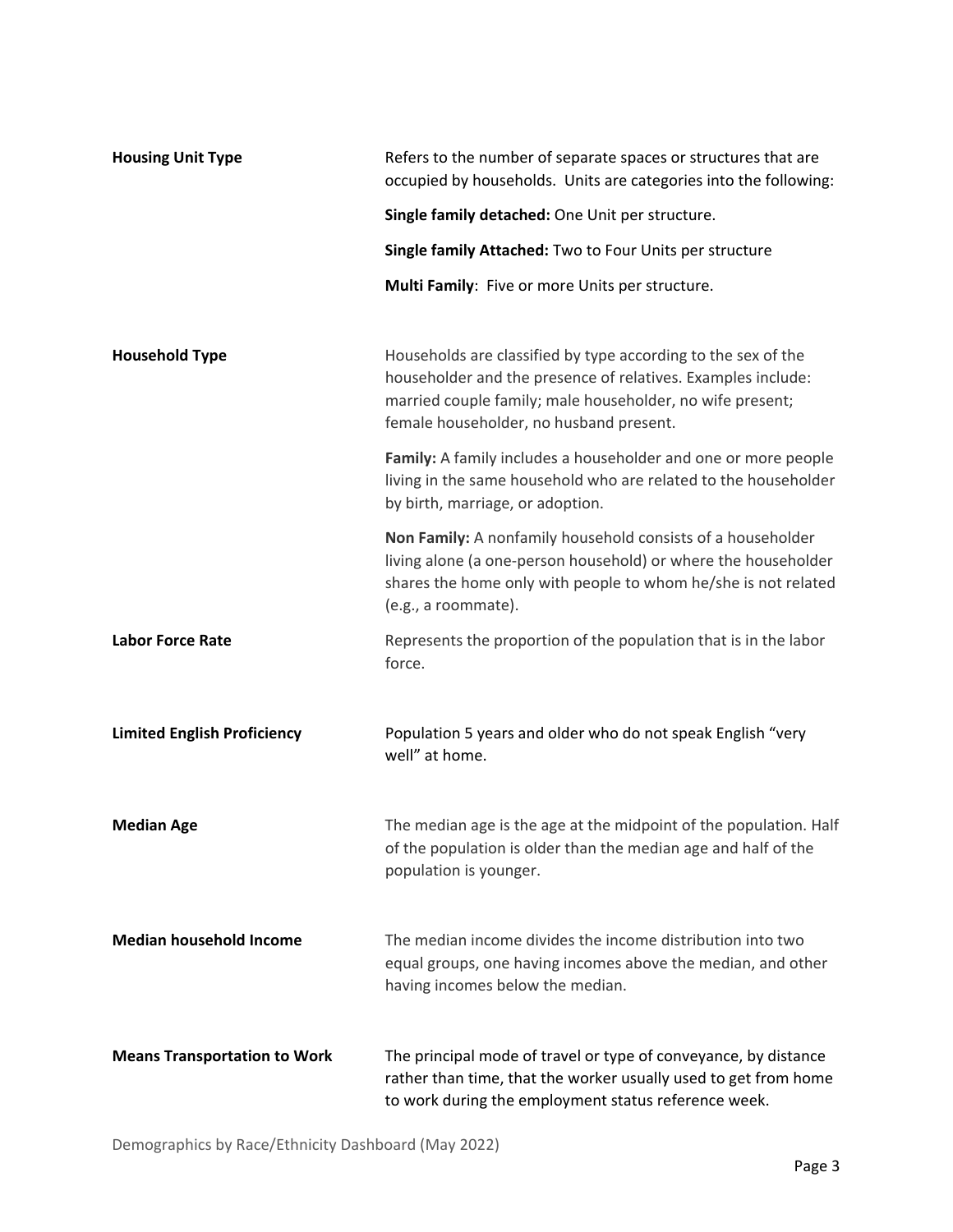**Housing Unit Type**

Refers to the number of separate spaces or structures that are occupied by households. Units are categories into the following:

**Single family detached:** One Unit per structure.

**Single family Attached:** Two to Four Units per structure

**Multi Family**: Five or more Units per structure.

**Household Type**

Households are classified by type according to the sex of the householder and the presence of relatives. Examples include: married couple family; male householder, no wife present; female householder, no husband present.

**Family:** A family includes a householder and one or more people living in the same household who are related to the householder by birth, marriage, or adoption.

**Non Family:** A nonfamily household consists of a householder living alone (a one-person household) or where the householder shares the home only with people to whom he/she is not related (e.g., a roommate).

**Labor Force Rate**

Represents the proportion of the population that is in the labor force.

**Limited English Proficiency**

Population 5 years and older who do not speak English "very well" at home.

**Median Age**

The median age is the age at the midpoint of the population. Half of the population is older than the median age and half of the population is younger.

**Median household Income**

The median income divides the income distribution into two equal groups, one having incomes above the median, and other having incomes below the median.

**Means Transportation to Work**

The principal mode of travel or type of conveyance, by distance rather than time, that the worker usually used to get from home to work during the employment status reference week.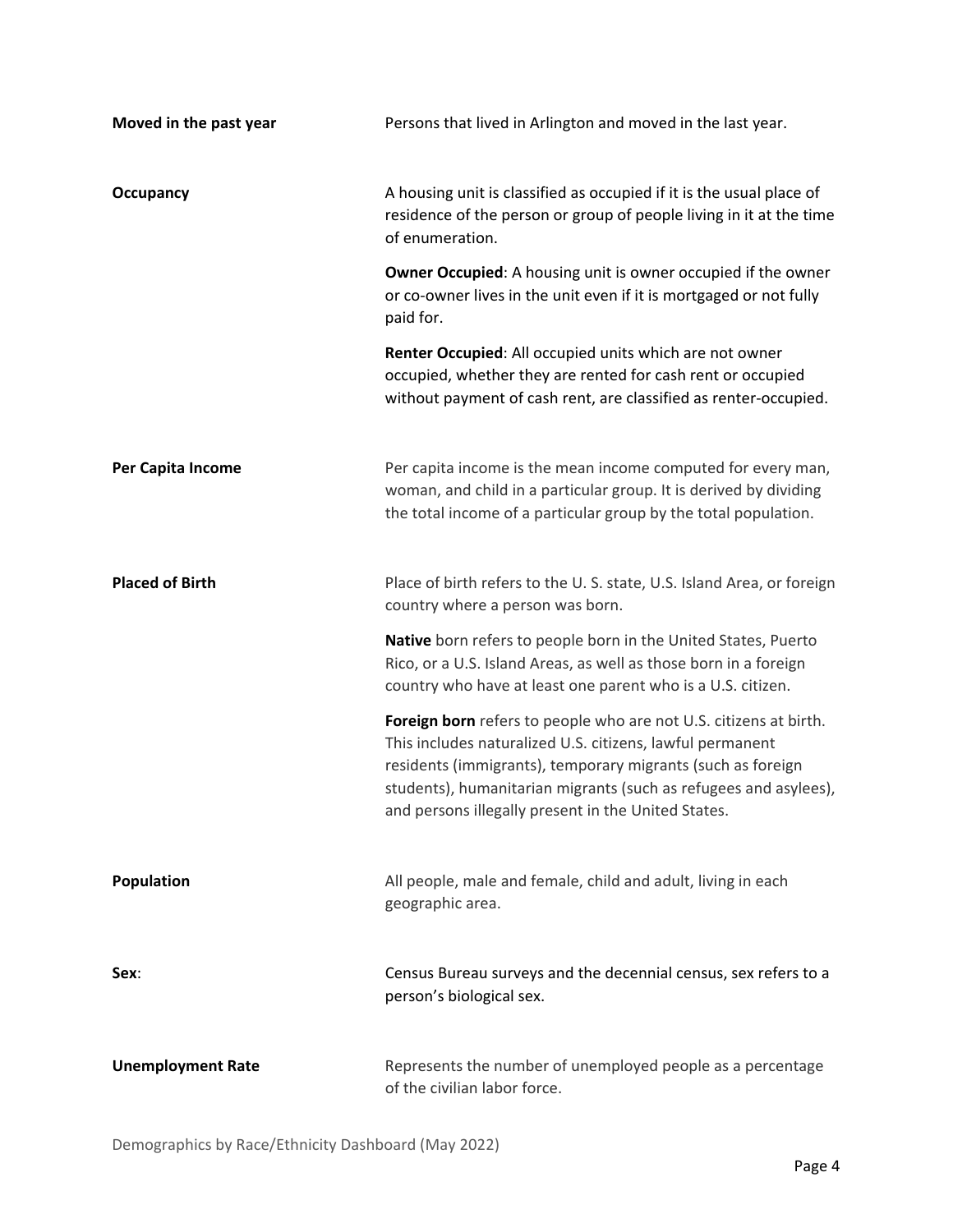**Moved in the past year**

Persons that lived in Arlington and moved in the last year.

**Occupancy**

A housing unit is classified as occupied if it is the usual place of residence of the person or group of people living in it at the time of enumeration.

**Owner Occupied**: A housing unit is owner occupied if the owner or co-owner lives in the unit even if it is mortgaged or not fully paid for.

**Renter Occupied**: All occupied units which are not owner occupied, whether they are rented for cash rent or occupied without payment of cash rent, are classified as renter-occupied.

**Per Capita Income**

Per capita income is the mean income computed for every man, woman, and child in a particular group. It is derived by dividing the total income of a particular group by the total population.

**Placed of Birth**

Place of birth refers to the U. S. state, U.S. Island Area, or foreign country where a person was born.

**Native** born refers to people born in the United States, Puerto Rico, or a U.S. Island Areas, as well as those born in a foreign country who have at least one parent who is a U.S. citizen.

**Foreign born** refers to people who are not U.S. citizens at birth. This includes naturalized U.S. citizens, lawful permanent residents (immigrants), temporary migrants (such as foreign students), humanitarian migrants (such as refugees and asylees), and persons illegally present in the United States.

**Population**

All people, male and female, child and adult, living in each geographic area.

**Sex**:

Census Bureau surveys and the decennial census, sex refers to a person's biological sex.

**Unemployment Rate**

Represents the number of unemployed people as a percentage of the civilian labor force.

Demographics by Race/Ethnicity Dashboard (May 2022)